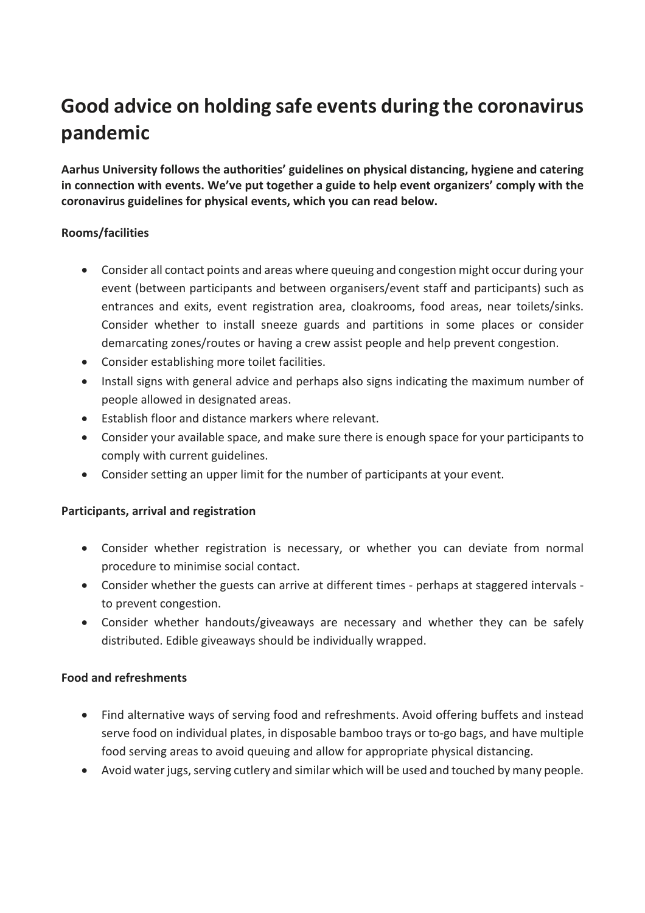# Good advice on holding safe events during the coronavirus pandemic

**Aarhus University follows the authorities' guidelines on physical distancing, hygiene and catering in connection with events. We've put together a guide to help event organizers' comply with the coronavirus guidelines for physical events, which you can read below.**

**Rooms/facilities**

- Consider all contact points and areas where queuing and congestion might occur during your event (between participants and between organisers/event staff and participants) such as entrances and exits, event registration area, cloakrooms, food areas, near toilets/sinks. Consider whether to install sneeze guards and partitions in some places or consider demarcating zones/routes or having a crew assist people and help prevent congestion.
- Consider establishing more toilet facilities.
- Install signs with general advice and perhaps also signs indicating the maximum number of people allowed in designated areas.
- Establish floor and distance markers where relevant.
- Consider your available space, and make sure there is enough space for your participants to comply with current guidelines.
- Consider setting an upper limit for the number of participants at your event.

**Participants, arrival and registration**

- Consider whether registration is necessary, or whether you can deviate from normal procedure to minimise social contact.
- Consider whether the guests can arrive at different times - perhaps at staggered intervals - to prevent congestion.
- Consider whether handouts/giveaways are necessary and whether they can be safely distributed. Edible giveaways should be individually wrapped.

**Food and refreshments**

- Find alternative ways of serving food and refreshments. Avoid offering buffets and instead serve food on individual plates, in disposable bamboo trays or to-go bags, and have multiple food serving areas to avoid queuing and allow for appropriate physical distancing.
- Avoid water jugs, serving cutlery and similar which will be used and touched by many people.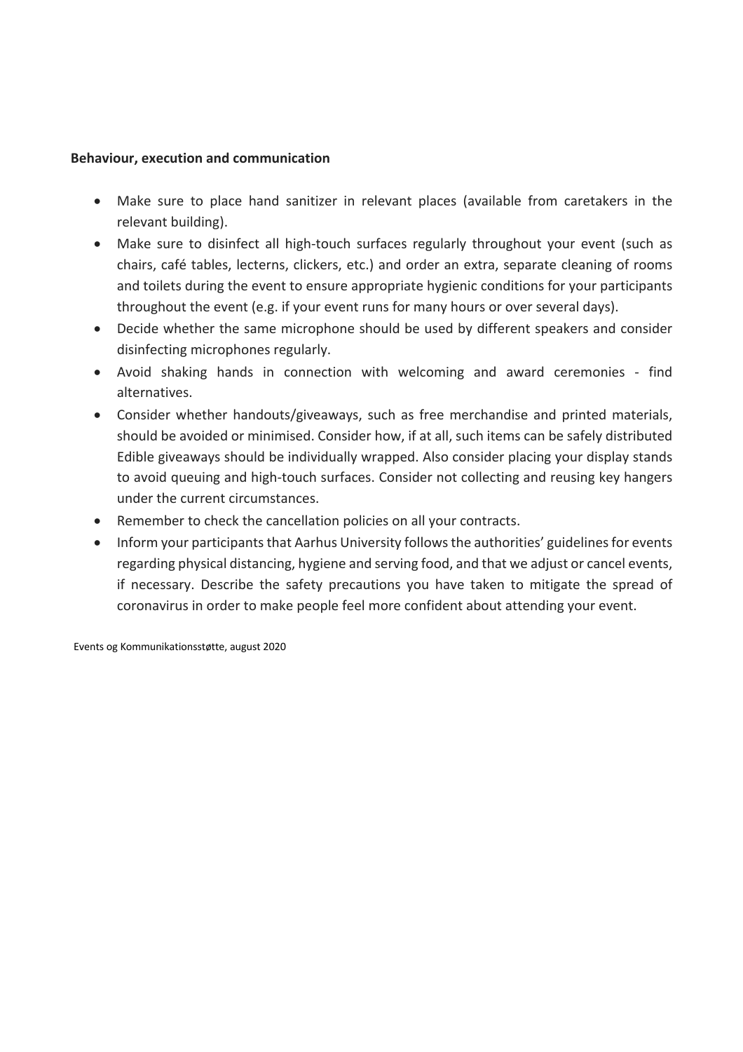**Behaviour, execution and communication**

- Make sure to place hand sanitizer in relevant places (available from caretakers in the relevant building).
- Make sure to disinfect all high-touch surfaces regularly throughout your event (such as chairs, café tables, lecterns, clickers, etc.) and order an extra, separate cleaning of rooms and toilets during the event to ensure appropriate hygienic conditions for your participants throughout the event (e.g. if your event runs for many hours or over several days).
- Decide whether the same microphone should be used by different speakers and consider disinfecting microphones regularly.
- Avoid shaking hands in connection with welcoming and award ceremonies - find alternatives.
- Consider whether handouts/giveaways, such as free merchandise and printed materials, should be avoided or minimised. Consider how, if at all, such items can be safely distributed Edible giveaways should be individually wrapped. Also consider placing your display stands to avoid queuing and high-touch surfaces. Consider not collecting and reusing key hangers under the current circumstances.
- Remember to check the cancellation policies on all your contracts.
- Inform your participants that Aarhus University follows the authorities' guidelines for events regarding physical distancing, hygiene and serving food, and that we adjust or cancel events, if necessary. Describe the safety precautions you have taken to mitigate the spread of coronavirus in order to make people feel more confident about attending your event.

Events og Kommunikationsstøtte, august 2020